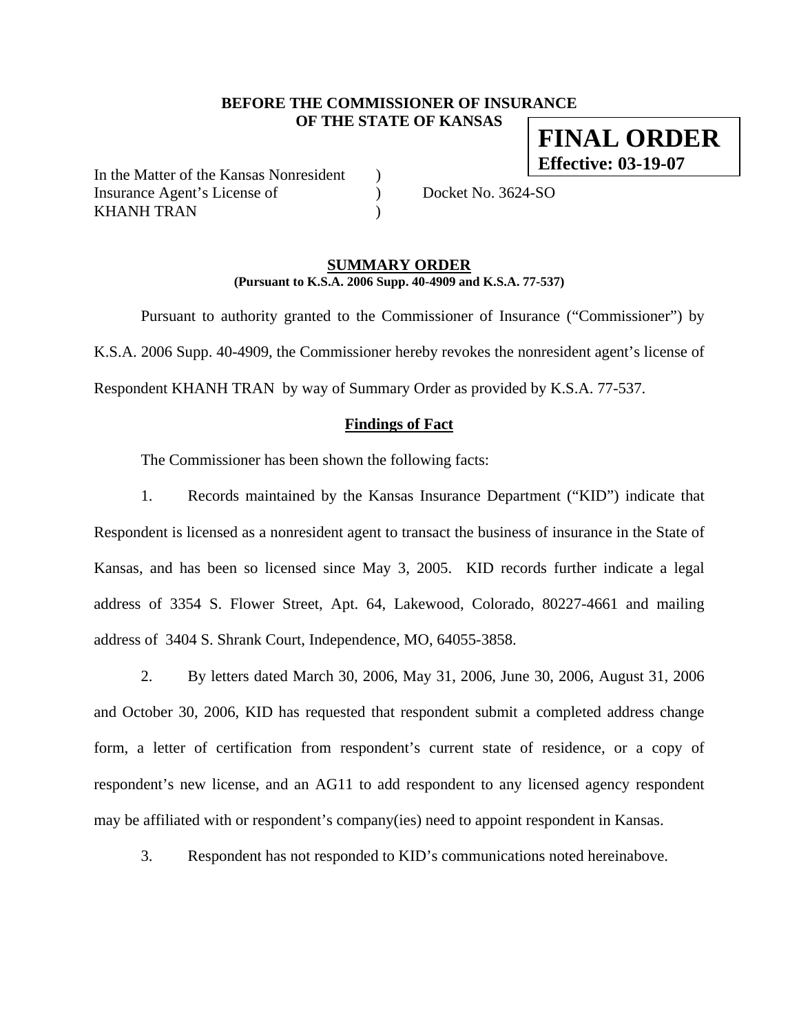**BEFORE THE COMMISSIONER OF INSURANCE**
**OF THE STATE OF KANSAS**

**FINAL ORDER**
**Effective: 03-19-07**

In the Matter of the Kansas Nonresident )
Insurance Agent's License of ) Docket No. 3624-SO
KHANH TRAN )

## SUMMARY ORDER

**(Pursuant to K.S.A. 2006 Supp. 40-4909 and K.S.A. 77-537)**

Pursuant to authority granted to the Commissioner of Insurance ("Commissioner") by K.S.A. 2006 Supp. 40-4909, the Commissioner hereby revokes the nonresident agent's license of Respondent KHANH TRAN by way of Summary Order as provided by K.S.A. 77-537.

### Findings of Fact

The Commissioner has been shown the following facts:

1. Records maintained by the Kansas Insurance Department ("KID") indicate that Respondent is licensed as a nonresident agent to transact the business of insurance in the State of Kansas, and has been so licensed since May 3, 2005. KID records further indicate a legal address of 3354 S. Flower Street, Apt. 64, Lakewood, Colorado, 80227-4661 and mailing address of 3404 S. Shrank Court, Independence, MO, 64055-3858.

2. By letters dated March 30, 2006, May 31, 2006, June 30, 2006, August 31, 2006 and October 30, 2006, KID has requested that respondent submit a completed address change form, a letter of certification from respondent's current state of residence, or a copy of respondent's new license, and an AG11 to add respondent to any licensed agency respondent may be affiliated with or respondent's company(ies) need to appoint respondent in Kansas.

3. Respondent has not responded to KID's communications noted hereinabove.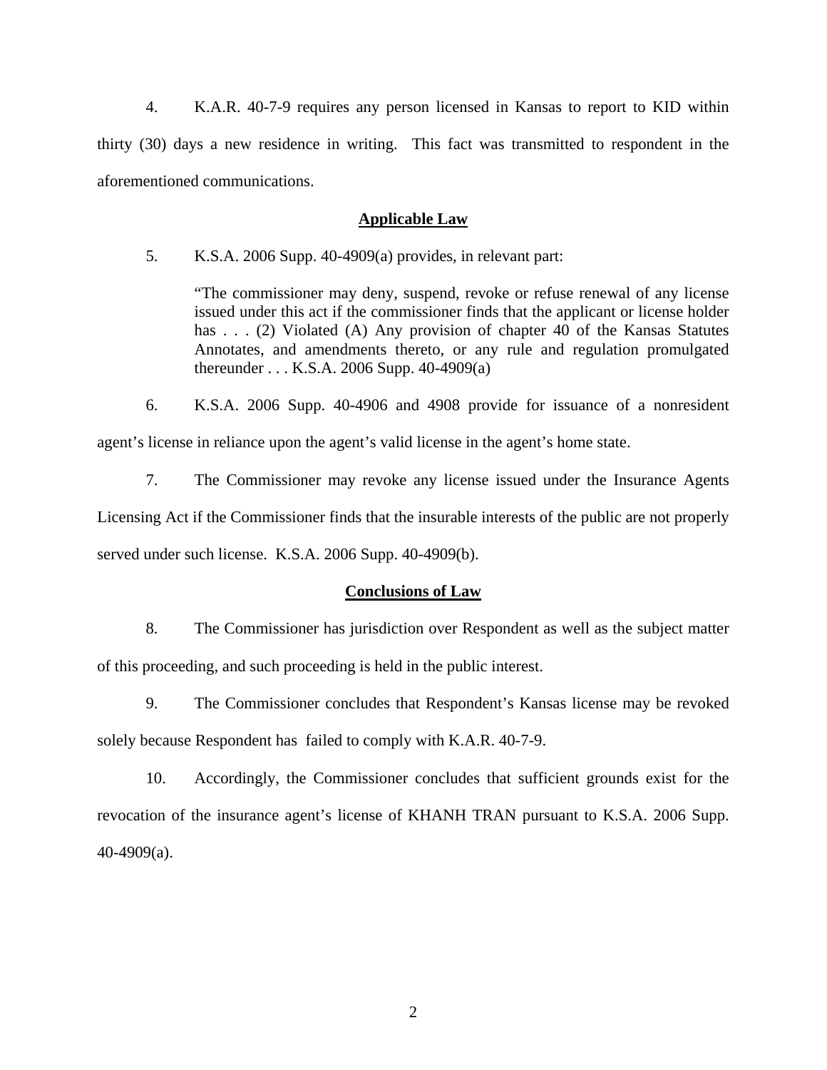4. K.A.R. 40-7-9 requires any person licensed in Kansas to report to KID within thirty (30) days a new residence in writing. This fact was transmitted to respondent in the aforementioned communications.

## Applicable Law

5. K.S.A. 2006 Supp. 40-4909(a) provides, in relevant part:

> "The commissioner may deny, suspend, revoke or refuse renewal of any license issued under this act if the commissioner finds that the applicant or license holder has . . . (2) Violated (A) Any provision of chapter 40 of the Kansas Statutes Annotates, and amendments thereto, or any rule and regulation promulgated thereunder . . . K.S.A. 2006 Supp. 40-4909(a)

6. K.S.A. 2006 Supp. 40-4906 and 4908 provide for issuance of a nonresident agent's license in reliance upon the agent's valid license in the agent's home state.

7. The Commissioner may revoke any license issued under the Insurance Agents Licensing Act if the Commissioner finds that the insurable interests of the public are not properly served under such license. K.S.A. 2006 Supp. 40-4909(b).

## Conclusions of Law

8. The Commissioner has jurisdiction over Respondent as well as the subject matter of this proceeding, and such proceeding is held in the public interest.

9. The Commissioner concludes that Respondent's Kansas license may be revoked solely because Respondent has failed to comply with K.A.R. 40-7-9.

10. Accordingly, the Commissioner concludes that sufficient grounds exist for the revocation of the insurance agent's license of KHANH TRAN pursuant to K.S.A. 2006 Supp. 40-4909(a).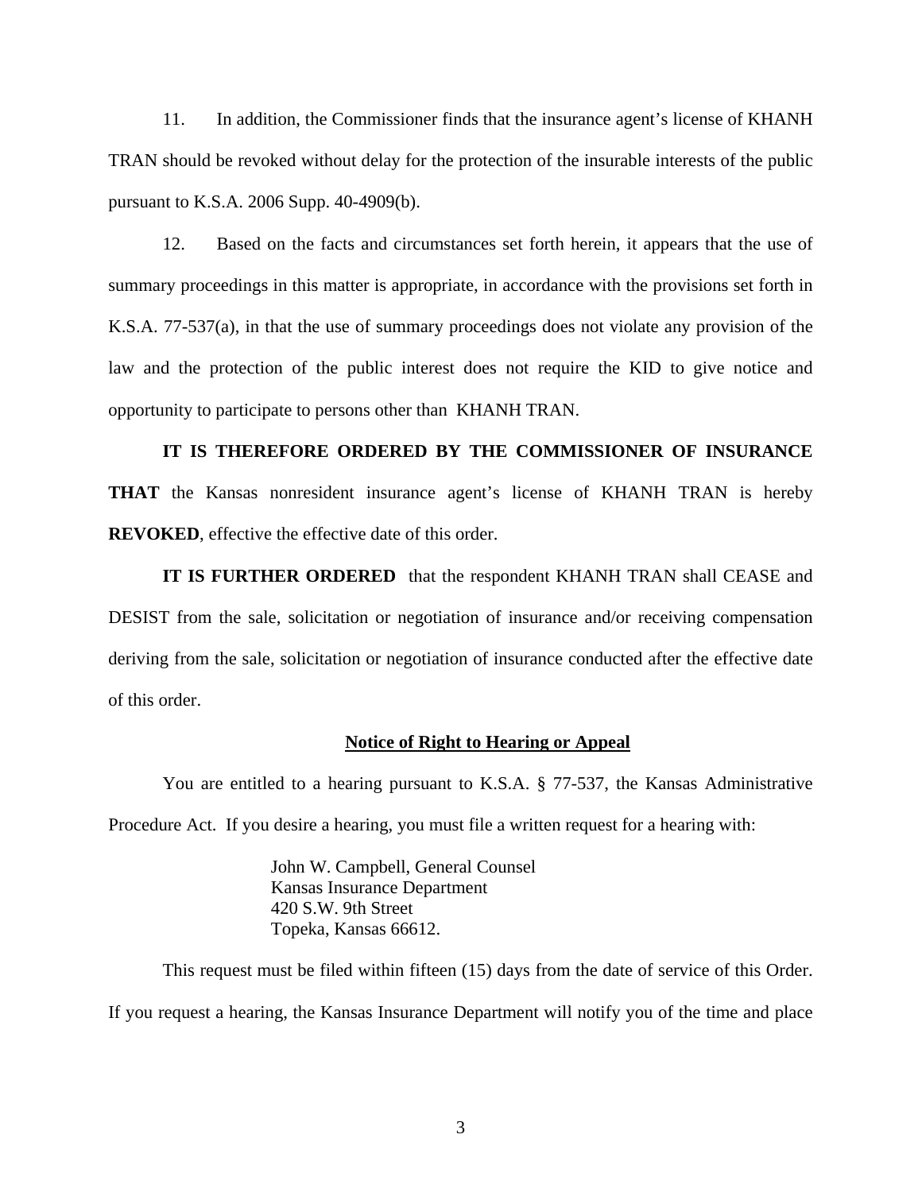11. In addition, the Commissioner finds that the insurance agent's license of KHANH TRAN should be revoked without delay for the protection of the insurable interests of the public pursuant to K.S.A. 2006 Supp. 40-4909(b).

12. Based on the facts and circumstances set forth herein, it appears that the use of summary proceedings in this matter is appropriate, in accordance with the provisions set forth in K.S.A. 77-537(a), in that the use of summary proceedings does not violate any provision of the law and the protection of the public interest does not require the KID to give notice and opportunity to participate to persons other than KHANH TRAN.

**IT IS THEREFORE ORDERED BY THE COMMISSIONER OF INSURANCE THAT** the Kansas nonresident insurance agent's license of KHANH TRAN is hereby **REVOKED**, effective the effective date of this order.

**IT IS FURTHER ORDERED** that the respondent KHANH TRAN shall CEASE and DESIST from the sale, solicitation or negotiation of insurance and/or receiving compensation deriving from the sale, solicitation or negotiation of insurance conducted after the effective date of this order.

**Notice of Right to Hearing or Appeal**

You are entitled to a hearing pursuant to K.S.A. § 77-537, the Kansas Administrative Procedure Act. If you desire a hearing, you must file a written request for a hearing with:

John W. Campbell, General Counsel
Kansas Insurance Department
420 S.W. 9th Street
Topeka, Kansas 66612.

This request must be filed within fifteen (15) days from the date of service of this Order. If you request a hearing, the Kansas Insurance Department will notify you of the time and place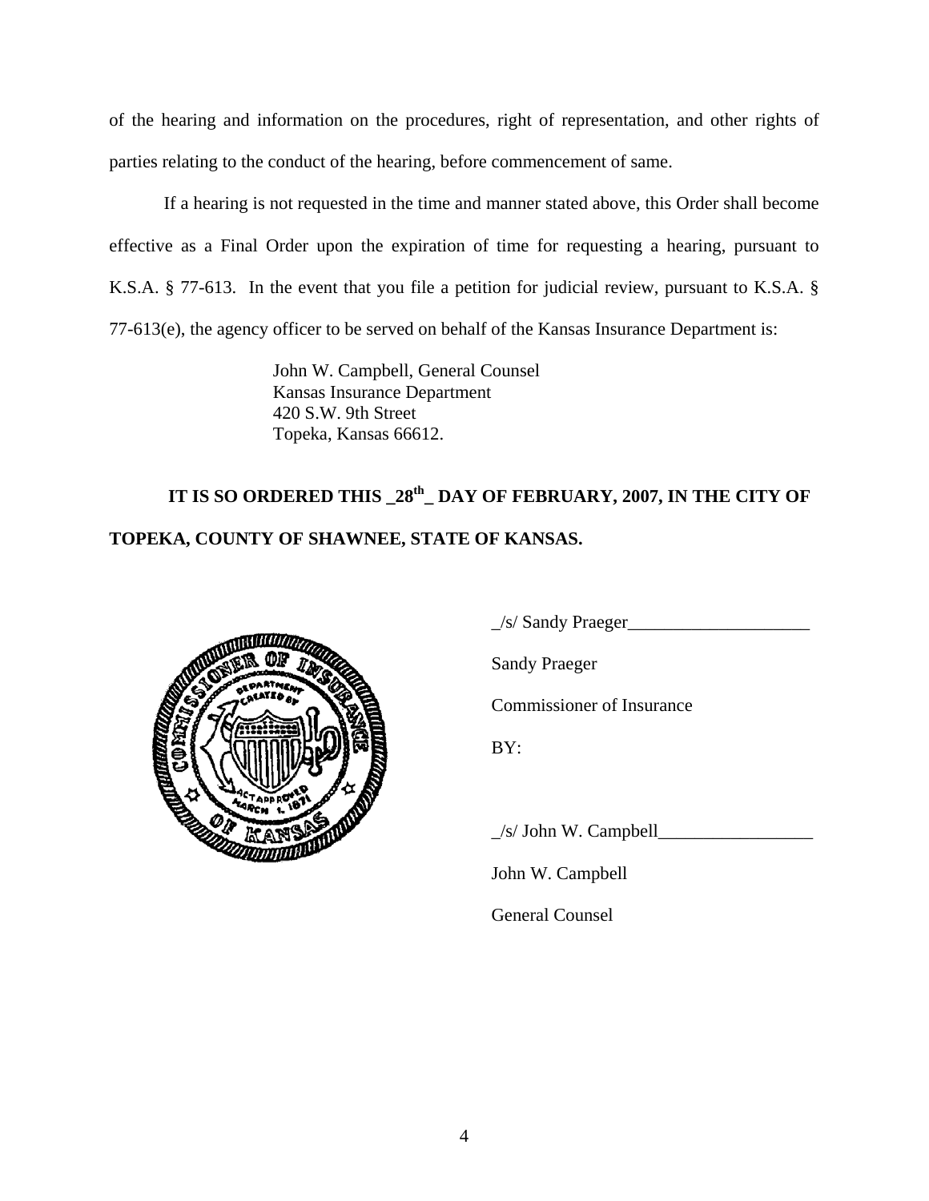of the hearing and information on the procedures, right of representation, and other rights of parties relating to the conduct of the hearing, before commencement of same.

If a hearing is not requested in the time and manner stated above, this Order shall become effective as a Final Order upon the expiration of time for requesting a hearing, pursuant to K.S.A. § 77-613. In the event that you file a petition for judicial review, pursuant to K.S.A. § 77-613(e), the agency officer to be served on behalf of the Kansas Insurance Department is:

John W. Campbell, General Counsel
Kansas Insurance Department
420 S.W. 9th Street
Topeka, Kansas 66612.

**IT IS SO ORDERED THIS _28th_ DAY OF FEBRUARY, 2007, IN THE CITY OF TOPEKA, COUNTY OF SHAWNEE, STATE OF KANSAS.**

_/s/ Sandy Praeger____________________

Sandy Praeger

Commissioner of Insurance

BY:

_/s/ John W. Campbell_________________

John W. Campbell

General Counsel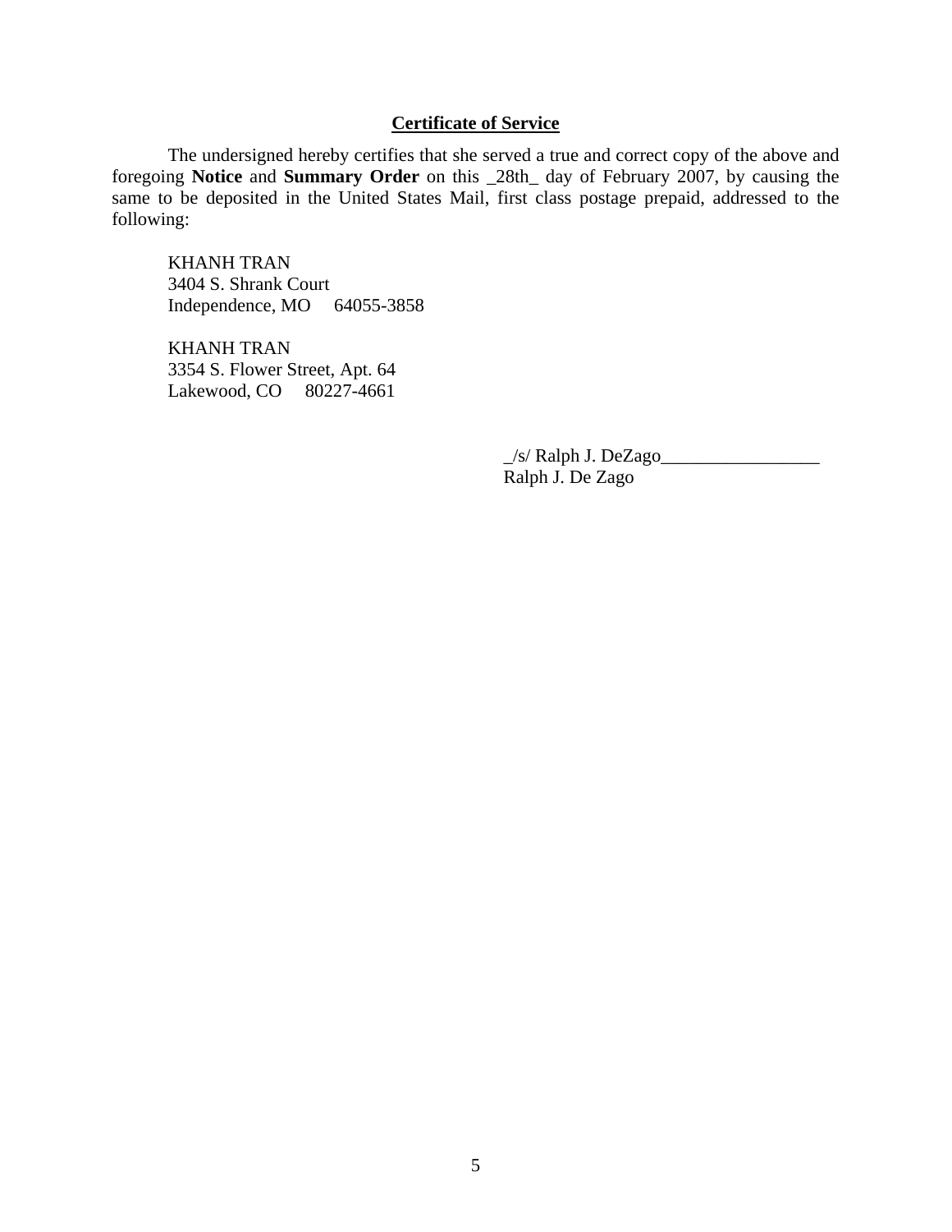## Certificate of Service

The undersigned hereby certifies that she served a true and correct copy of the above and foregoing **Notice** and **Summary Order** on this _28th_ day of February 2007, by causing the same to be deposited in the United States Mail, first class postage prepaid, addressed to the following:

KHANH TRAN
3404 S. Shrank Court
Independence, MO 64055-3858

KHANH TRAN
3354 S. Flower Street, Apt. 64
Lakewood, CO 80227-4661

_/s/ Ralph J. DeZago_________________
Ralph J. De Zago